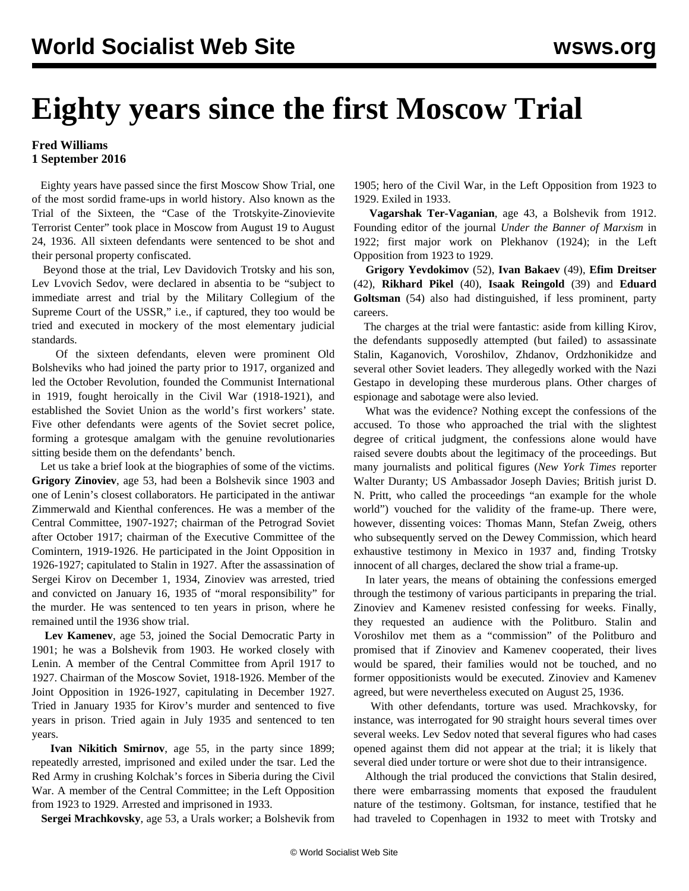# Eighty years since the first Moscow Trial

**Fred Williams**
**1 September 2016**

Eighty years have passed since the first Moscow Show Trial, one of the most sordid frame-ups in world history. Also known as the Trial of the Sixteen, the "Case of the Trotskyite-Zinovievite Terrorist Center" took place in Moscow from August 19 to August 24, 1936. All sixteen defendants were sentenced to be shot and their personal property confiscated.

Beyond those at the trial, Lev Davidovich Trotsky and his son, Lev Lvovich Sedov, were declared in absentia to be "subject to immediate arrest and trial by the Military Collegium of the Supreme Court of the USSR," i.e., if captured, they too would be tried and executed in mockery of the most elementary judicial standards.

Of the sixteen defendants, eleven were prominent Old Bolsheviks who had joined the party prior to 1917, organized and led the October Revolution, founded the Communist International in 1919, fought heroically in the Civil War (1918-1921), and established the Soviet Union as the world's first workers' state. Five other defendants were agents of the Soviet secret police, forming a grotesque amalgam with the genuine revolutionaries sitting beside them on the defendants' bench.

Let us take a brief look at the biographies of some of the victims. **Grigory Zinoviev**, age 53, had been a Bolshevik since 1903 and one of Lenin's closest collaborators. He participated in the antiwar Zimmerwald and Kienthal conferences. He was a member of the Central Committee, 1907-1927; chairman of the Petrograd Soviet after October 1917; chairman of the Executive Committee of the Comintern, 1919-1926. He participated in the Joint Opposition in 1926-1927; capitulated to Stalin in 1927. After the assassination of Sergei Kirov on December 1, 1934, Zinoviev was arrested, tried and convicted on January 16, 1935 of "moral responsibility" for the murder. He was sentenced to ten years in prison, where he remained until the 1936 show trial.

**Lev Kamenev**, age 53, joined the Social Democratic Party in 1901; he was a Bolshevik from 1903. He worked closely with Lenin. A member of the Central Committee from April 1917 to 1927. Chairman of the Moscow Soviet, 1918-1926. Member of the Joint Opposition in 1926-1927, capitulating in December 1927. Tried in January 1935 for Kirov's murder and sentenced to five years in prison. Tried again in July 1935 and sentenced to ten years.

**Ivan Nikitich Smirnov**, age 55, in the party since 1899; repeatedly arrested, imprisoned and exiled under the tsar. Led the Red Army in crushing Kolchak's forces in Siberia during the Civil War. A member of the Central Committee; in the Left Opposition from 1923 to 1929. Arrested and imprisoned in 1933.

**Sergei Mrachkovsky**, age 53, a Urals worker; a Bolshevik from 1905; hero of the Civil War, in the Left Opposition from 1923 to 1929. Exiled in 1933.

**Vagarshak Ter-Vaganian**, age 43, a Bolshevik from 1912. Founding editor of the journal *Under the Banner of Marxism* in 1922; first major work on Plekhanov (1924); in the Left Opposition from 1923 to 1929.

**Grigory Yevdokimov** (52), **Ivan Bakaev** (49), **Efim Dreitser** (42), **Rikhard Pikel** (40), **Isaak Reingold** (39) and **Eduard Goltsman** (54) also had distinguished, if less prominent, party careers.

The charges at the trial were fantastic: aside from killing Kirov, the defendants supposedly attempted (but failed) to assassinate Stalin, Kaganovich, Voroshilov, Zhdanov, Ordzhonikidze and several other Soviet leaders. They allegedly worked with the Nazi Gestapo in developing these murderous plans. Other charges of espionage and sabotage were also levied.

What was the evidence? Nothing except the confessions of the accused. To those who approached the trial with the slightest degree of critical judgment, the confessions alone would have raised severe doubts about the legitimacy of the proceedings. But many journalists and political figures (*New York Times* reporter Walter Duranty; US Ambassador Joseph Davies; British jurist D. N. Pritt, who called the proceedings "an example for the whole world") vouched for the validity of the frame-up. There were, however, dissenting voices: Thomas Mann, Stefan Zweig, others who subsequently served on the Dewey Commission, which heard exhaustive testimony in Mexico in 1937 and, finding Trotsky innocent of all charges, declared the show trial a frame-up.

In later years, the means of obtaining the confessions emerged through the testimony of various participants in preparing the trial. Zinoviev and Kamenev resisted confessing for weeks. Finally, they requested an audience with the Politburo. Stalin and Voroshilov met them as a "commission" of the Politburo and promised that if Zinoviev and Kamenev cooperated, their lives would be spared, their families would not be touched, and no former oppositionists would be executed. Zinoviev and Kamenev agreed, but were nevertheless executed on August 25, 1936.

With other defendants, torture was used. Mrachkovsky, for instance, was interrogated for 90 straight hours several times over several weeks. Lev Sedov noted that several figures who had cases opened against them did not appear at the trial; it is likely that several died under torture or were shot due to their intransigence.

Although the trial produced the convictions that Stalin desired, there were embarrassing moments that exposed the fraudulent nature of the testimony. Goltsman, for instance, testified that he had traveled to Copenhagen in 1932 to meet with Trotsky and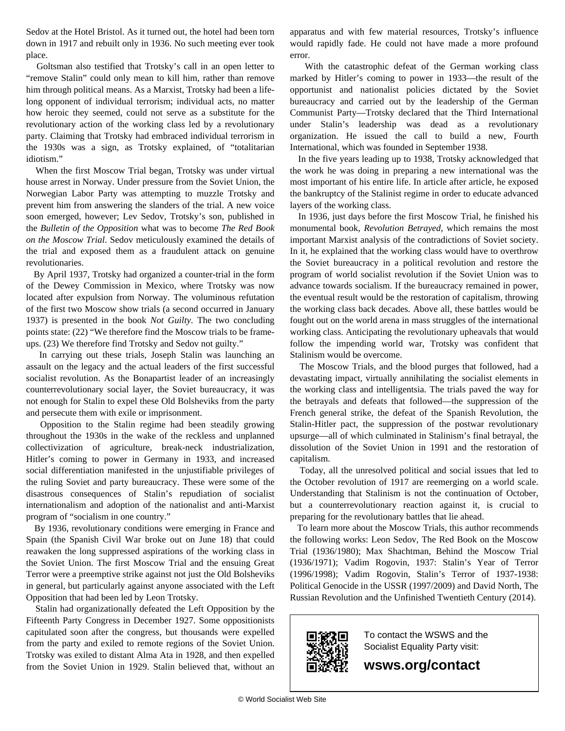Sedov at the Hotel Bristol. As it turned out, the hotel had been torn down in 1917 and rebuilt only in 1936. No such meeting ever took place.

Goltsman also testified that Trotsky's call in an open letter to "remove Stalin" could only mean to kill him, rather than remove him through political means. As a Marxist, Trotsky had been a life-long opponent of individual terrorism; individual acts, no matter how heroic they seemed, could not serve as a substitute for the revolutionary action of the working class led by a revolutionary party. Claiming that Trotsky had embraced individual terrorism in the 1930s was a sign, as Trotsky explained, of "totalitarian idiotism."

When the first Moscow Trial began, Trotsky was under virtual house arrest in Norway. Under pressure from the Soviet Union, the Norwegian Labor Party was attempting to muzzle Trotsky and prevent him from answering the slanders of the trial. A new voice soon emerged, however; Lev Sedov, Trotsky's son, published in the *Bulletin of the Opposition* what was to become *The Red Book on the Moscow Trial*. Sedov meticulously examined the details of the trial and exposed them as a fraudulent attack on genuine revolutionaries.

By April 1937, Trotsky had organized a counter-trial in the form of the Dewey Commission in Mexico, where Trotsky was now located after expulsion from Norway. The voluminous refutation of the first two Moscow show trials (a second occurred in January 1937) is presented in the book *Not Guilty*. The two concluding points state: (22) "We therefore find the Moscow trials to be frame-ups. (23) We therefore find Trotsky and Sedov not guilty."

In carrying out these trials, Joseph Stalin was launching an assault on the legacy and the actual leaders of the first successful socialist revolution. As the Bonapartist leader of an increasingly counterrevolutionary social layer, the Soviet bureaucracy, it was not enough for Stalin to expel these Old Bolsheviks from the party and persecute them with exile or imprisonment.

Opposition to the Stalin regime had been steadily growing throughout the 1930s in the wake of the reckless and unplanned collectivization of agriculture, break-neck industrialization, Hitler's coming to power in Germany in 1933, and increased social differentiation manifested in the unjustifiable privileges of the ruling Soviet and party bureaucracy. These were some of the disastrous consequences of Stalin's repudiation of socialist internationalism and adoption of the nationalist and anti-Marxist program of "socialism in one country."

By 1936, revolutionary conditions were emerging in France and Spain (the Spanish Civil War broke out on June 18) that could reawaken the long suppressed aspirations of the working class in the Soviet Union. The first Moscow Trial and the ensuing Great Terror were a preemptive strike against not just the Old Bolsheviks in general, but particularly against anyone associated with the Left Opposition that had been led by Leon Trotsky.

Stalin had organizationally defeated the Left Opposition by the Fifteenth Party Congress in December 1927. Some oppositionists capitulated soon after the congress, but thousands were expelled from the party and exiled to remote regions of the Soviet Union. Trotsky was exiled to distant Alma Ata in 1928, and then expelled from the Soviet Union in 1929. Stalin believed that, without an apparatus and with few material resources, Trotsky's influence would rapidly fade. He could not have made a more profound error.

With the catastrophic defeat of the German working class marked by Hitler's coming to power in 1933—the result of the opportunist and nationalist policies dictated by the Soviet bureaucracy and carried out by the leadership of the German Communist Party—Trotsky declared that the Third International under Stalin's leadership was dead as a revolutionary organization. He issued the call to build a new, Fourth International, which was founded in September 1938.

In the five years leading up to 1938, Trotsky acknowledged that the work he was doing in preparing a new international was the most important of his entire life. In article after article, he exposed the bankruptcy of the Stalinist regime in order to educate advanced layers of the working class.

In 1936, just days before the first Moscow Trial, he finished his monumental book, *Revolution Betrayed*, which remains the most important Marxist analysis of the contradictions of Soviet society. In it, he explained that the working class would have to overthrow the Soviet bureaucracy in a political revolution and restore the program of world socialist revolution if the Soviet Union was to advance towards socialism. If the bureaucracy remained in power, the eventual result would be the restoration of capitalism, throwing the working class back decades. Above all, these battles would be fought out on the world arena in mass struggles of the international working class. Anticipating the revolutionary upheavals that would follow the impending world war, Trotsky was confident that Stalinism would be overcome.

The Moscow Trials, and the blood purges that followed, had a devastating impact, virtually annihilating the socialist elements in the working class and intelligentsia. The trials paved the way for the betrayals and defeats that followed—the suppression of the French general strike, the defeat of the Spanish Revolution, the Stalin-Hitler pact, the suppression of the postwar revolutionary upsurge—all of which culminated in Stalinism's final betrayal, the dissolution of the Soviet Union in 1991 and the restoration of capitalism.

Today, all the unresolved political and social issues that led to the October revolution of 1917 are reemerging on a world scale. Understanding that Stalinism is not the continuation of October, but a counterrevolutionary reaction against it, is crucial to preparing for the revolutionary battles that lie ahead.

To learn more about the Moscow Trials, this author recommends the following works: Leon Sedov, The Red Book on the Moscow Trial (1936/1980); Max Shachtman, Behind the Moscow Trial (1936/1971); Vadim Rogovin, 1937: Stalin's Year of Terror (1996/1998); Vadim Rogovin, Stalin's Terror of 1937-1938: Political Genocide in the USSR (1997/2009) and David North, The Russian Revolution and the Unfinished Twentieth Century (2014).

To contact the WSWS and the Socialist Equality Party visit:

**wsws.org/contact**